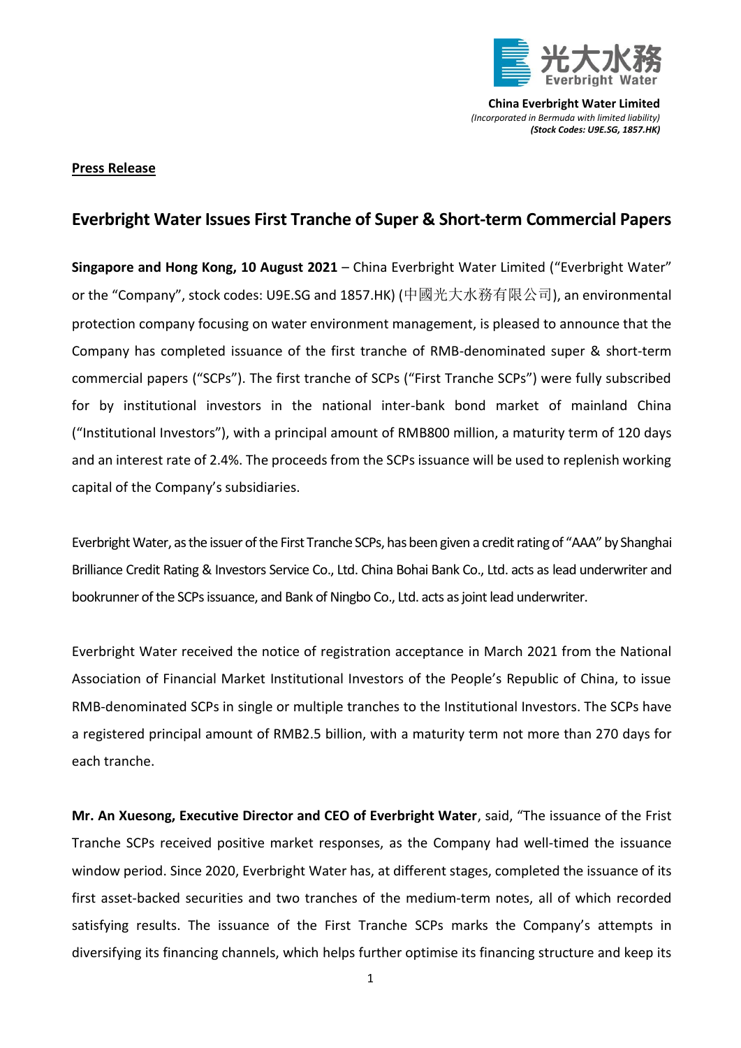**China Everbright Water Limited**
*(Incorporated in Bermuda with limited liability)*
***(Stock Codes: U9E.SG, 1857.HK)***

**Press Release**

# Everbright Water Issues First Tranche of Super & Short-term Commercial Papers

**Singapore and Hong Kong, 10 August 2021** – China Everbright Water Limited ("Everbright Water" or the "Company", stock codes: U9E.SG and 1857.HK) (中國光大水務有限公司), an environmental protection company focusing on water environment management, is pleased to announce that the Company has completed issuance of the first tranche of RMB-denominated super & short-term commercial papers ("SCPs"). The first tranche of SCPs ("First Tranche SCPs") were fully subscribed for by institutional investors in the national inter-bank bond market of mainland China ("Institutional Investors"), with a principal amount of RMB800 million, a maturity term of 120 days and an interest rate of 2.4%. The proceeds from the SCPs issuance will be used to replenish working capital of the Company's subsidiaries.

Everbright Water, as the issuer of the First Tranche SCPs, has been given a credit rating of "AAA" by Shanghai Brilliance Credit Rating & Investors Service Co., Ltd. China Bohai Bank Co., Ltd. acts as lead underwriter and bookrunner of the SCPs issuance, and Bank of Ningbo Co., Ltd. acts as joint lead underwriter.

Everbright Water received the notice of registration acceptance in March 2021 from the National Association of Financial Market Institutional Investors of the People's Republic of China, to issue RMB-denominated SCPs in single or multiple tranches to the Institutional Investors. The SCPs have a registered principal amount of RMB2.5 billion, with a maturity term not more than 270 days for each tranche.

**Mr. An Xuesong, Executive Director and CEO of Everbright Water**, said, "The issuance of the Frist Tranche SCPs received positive market responses, as the Company had well-timed the issuance window period. Since 2020, Everbright Water has, at different stages, completed the issuance of its first asset-backed securities and two tranches of the medium-term notes, all of which recorded satisfying results. The issuance of the First Tranche SCPs marks the Company's attempts in diversifying its financing channels, which helps further optimise its financing structure and keep its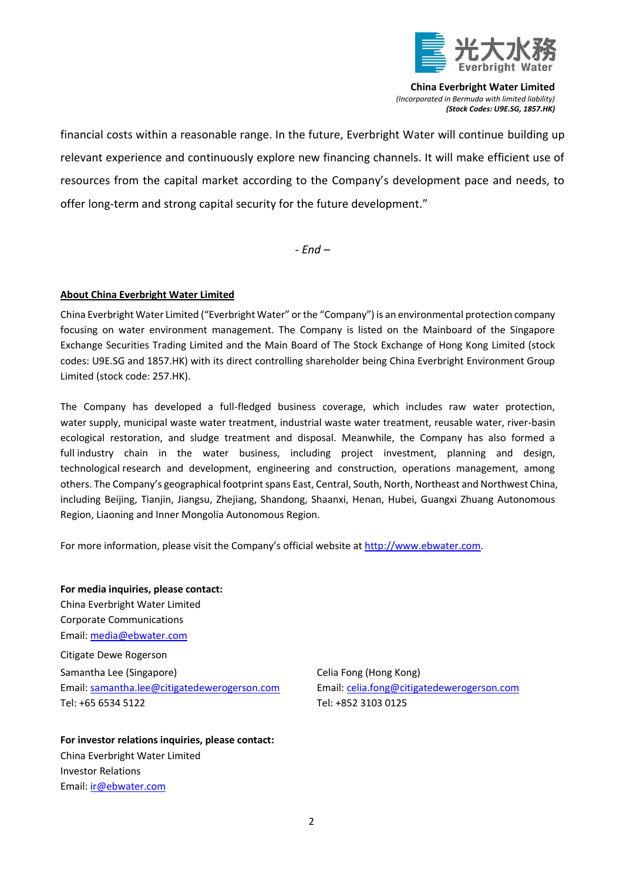financial costs within a reasonable range. In the future, Everbright Water will continue building up relevant experience and continuously explore new financing channels. It will make efficient use of resources from the capital market according to the Company's development pace and needs, to offer long-term and strong capital security for the future development."

*- End –*

**About China Everbright Water Limited**

China Everbright Water Limited ("Everbright Water" or the "Company") is an environmental protection company focusing on water environment management. The Company is listed on the Mainboard of the Singapore Exchange Securities Trading Limited and the Main Board of The Stock Exchange of Hong Kong Limited (stock codes: U9E.SG and 1857.HK) with its direct controlling shareholder being China Everbright Environment Group Limited (stock code: 257.HK).

The Company has developed a full-fledged business coverage, which includes raw water protection, water supply, municipal waste water treatment, industrial waste water treatment, reusable water, river-basin ecological restoration, and sludge treatment and disposal. Meanwhile, the Company has also formed a full industry chain in the water business, including project investment, planning and design, technological research and development, engineering and construction, operations management, among others. The Company's geographical footprint spans East, Central, South, North, Northeast and Northwest China, including Beijing, Tianjin, Jiangsu, Zhejiang, Shandong, Shaanxi, Henan, Hubei, Guangxi Zhuang Autonomous Region, Liaoning and Inner Mongolia Autonomous Region.

For more information, please visit the Company's official website at http://www.ebwater.com.

**For media inquiries, please contact:**

China Everbright Water Limited
Corporate Communications
Email: media@ebwater.com

Citigate Dewe Rogerson

Samantha Lee (Singapore)
Email: samantha.lee@citigatedewerogerson.com
Tel: +65 6534 5122

Celia Fong (Hong Kong)
Email: celia.fong@citigatedewerogerson.com
Tel: +852 3103 0125

**For investor relations inquiries, please contact:**

China Everbright Water Limited
Investor Relations
Email: ir@ebwater.com